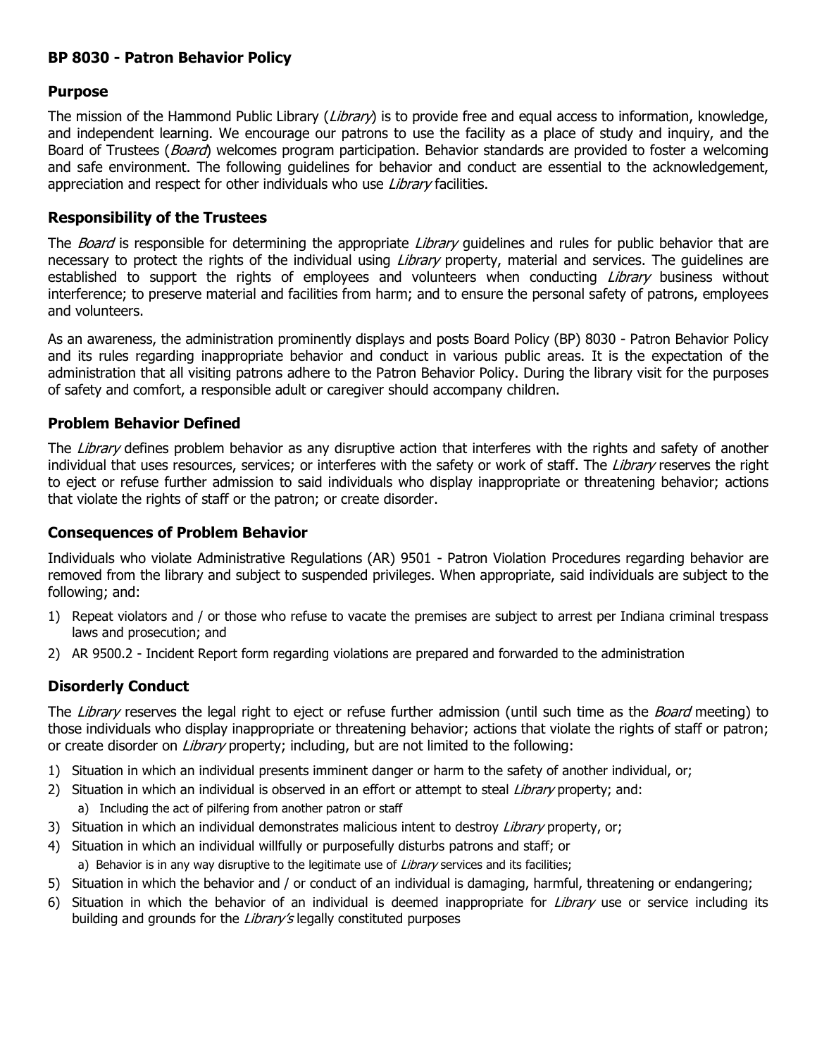## BP 8030 - Patron Behavior Policy

### Purpose

The mission of the Hammond Public Library (*Library*) is to provide free and equal access to information, knowledge, and independent learning. We encourage our patrons to use the facility as a place of study and inquiry, and the Board of Trustees (*Board*) welcomes program participation. Behavior standards are provided to foster a welcoming and safe environment. The following guidelines for behavior and conduct are essential to the acknowledgement, appreciation and respect for other individuals who use *Library* facilities.

### Responsibility of the Trustees

The *Board* is responsible for determining the appropriate *Library* guidelines and rules for public behavior that are necessary to protect the rights of the individual using *Library* property, material and services. The guidelines are established to support the rights of employees and volunteers when conducting *Library* business without interference; to preserve material and facilities from harm; and to ensure the personal safety of patrons, employees and volunteers.

As an awareness, the administration prominently displays and posts Board Policy (BP) 8030 - Patron Behavior Policy and its rules regarding inappropriate behavior and conduct in various public areas. It is the expectation of the administration that all visiting patrons adhere to the Patron Behavior Policy. During the library visit for the purposes of safety and comfort, a responsible adult or caregiver should accompany children.

### Problem Behavior Defined

The *Library* defines problem behavior as any disruptive action that interferes with the rights and safety of another individual that uses resources, services; or interferes with the safety or work of staff. The *Library* reserves the right to eject or refuse further admission to said individuals who display inappropriate or threatening behavior; actions that violate the rights of staff or the patron; or create disorder.

### Consequences of Problem Behavior

Individuals who violate Administrative Regulations (AR) 9501 - Patron Violation Procedures regarding behavior are removed from the library and subject to suspended privileges. When appropriate, said individuals are subject to the following; and:

1) Repeat violators and / or those who refuse to vacate the premises are subject to arrest per Indiana criminal trespass laws and prosecution; and
2) AR 9500.2 - Incident Report form regarding violations are prepared and forwarded to the administration

### Disorderly Conduct

The *Library* reserves the legal right to eject or refuse further admission (until such time as the *Board* meeting) to those individuals who display inappropriate or threatening behavior; actions that violate the rights of staff or patron; or create disorder on *Library* property; including, but are not limited to the following:

1) Situation in which an individual presents imminent danger or harm to the safety of another individual, or;
2) Situation in which an individual is observed in an effort or attempt to steal *Library* property; and:
   a) Including the act of pilfering from another patron or staff
3) Situation in which an individual demonstrates malicious intent to destroy *Library* property, or;
4) Situation in which an individual willfully or purposefully disturbs patrons and staff; or
   a) Behavior is in any way disruptive to the legitimate use of *Library* services and its facilities;
5) Situation in which the behavior and / or conduct of an individual is damaging, harmful, threatening or endangering;
6) Situation in which the behavior of an individual is deemed inappropriate for *Library* use or service including its building and grounds for the *Library's* legally constituted purposes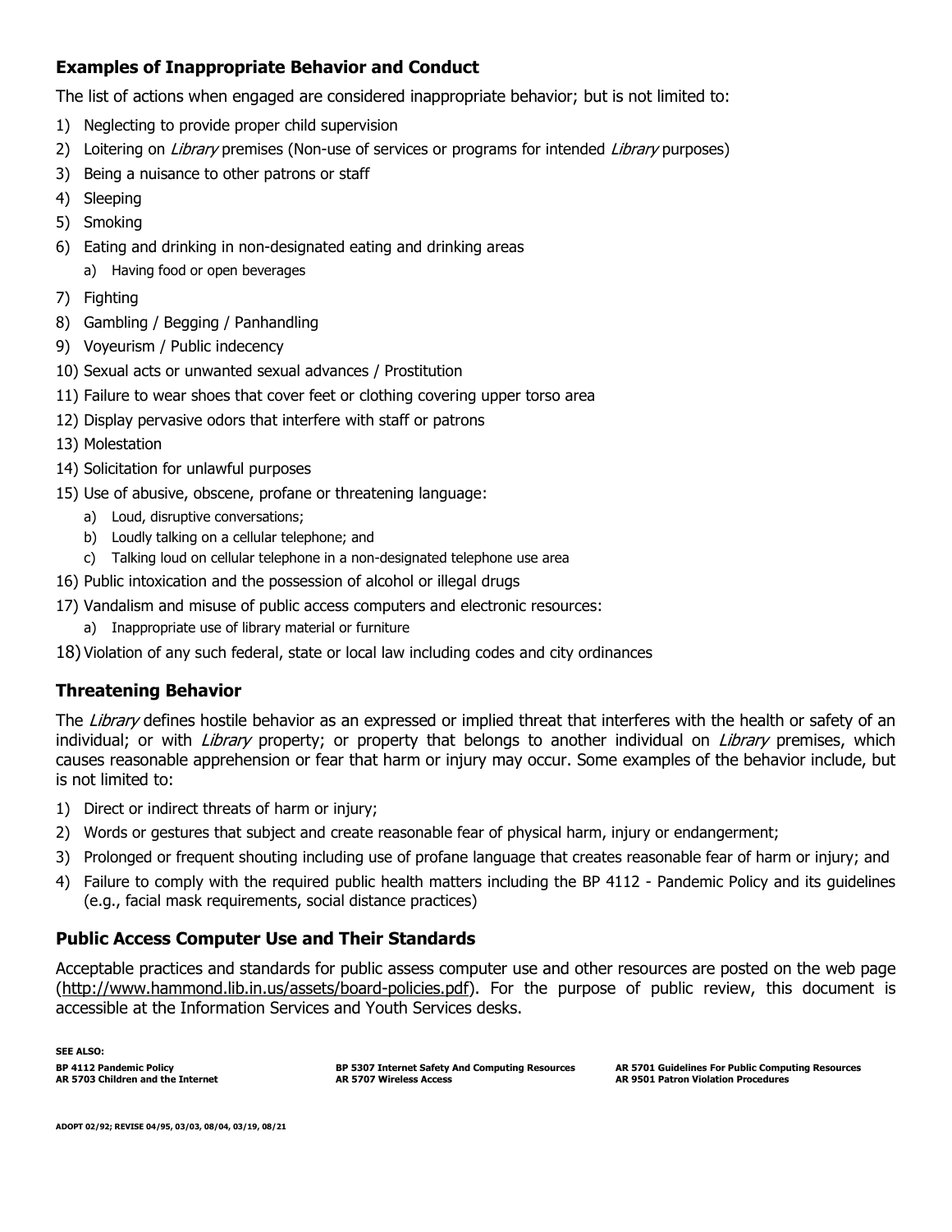## Examples of Inappropriate Behavior and Conduct

The list of actions when engaged are considered inappropriate behavior; but is not limited to:

1) Neglecting to provide proper child supervision
2) Loitering on *Library* premises (Non-use of services or programs for intended *Library* purposes)
3) Being a nuisance to other patrons or staff
4) Sleeping
5) Smoking
6) Eating and drinking in non-designated eating and drinking areas
   a) Having food or open beverages
7) Fighting
8) Gambling / Begging / Panhandling
9) Voyeurism / Public indecency
10) Sexual acts or unwanted sexual advances / Prostitution
11) Failure to wear shoes that cover feet or clothing covering upper torso area
12) Display pervasive odors that interfere with staff or patrons
13) Molestation
14) Solicitation for unlawful purposes
15) Use of abusive, obscene, profane or threatening language:
    a) Loud, disruptive conversations;
    b) Loudly talking on a cellular telephone; and
    c) Talking loud on cellular telephone in a non-designated telephone use area
16) Public intoxication and the possession of alcohol or illegal drugs
17) Vandalism and misuse of public access computers and electronic resources:
    a) Inappropriate use of library material or furniture
18) Violation of any such federal, state or local law including codes and city ordinances

## Threatening Behavior

The *Library* defines hostile behavior as an expressed or implied threat that interferes with the health or safety of an individual; or with *Library* property; or property that belongs to another individual on *Library* premises, which causes reasonable apprehension or fear that harm or injury may occur. Some examples of the behavior include, but is not limited to:

1) Direct or indirect threats of harm or injury;
2) Words or gestures that subject and create reasonable fear of physical harm, injury or endangerment;
3) Prolonged or frequent shouting including use of profane language that creates reasonable fear of harm or injury; and
4) Failure to comply with the required public health matters including the BP 4112 - Pandemic Policy and its guidelines (e.g., facial mask requirements, social distance practices)

## Public Access Computer Use and Their Standards

Acceptable practices and standards for public assess computer use and other resources are posted on the web page (http://www.hammond.lib.in.us/assets/board-policies.pdf). For the purpose of public review, this document is accessible at the Information Services and Youth Services desks.

**SEE ALSO:**

**BP 4112 Pandemic Policy**
**AR 5703 Children and the Internet**
**BP 5307 Internet Safety And Computing Resources**
**AR 5707 Wireless Access**
**AR 5701 Guidelines For Public Computing Resources**
**AR 9501 Patron Violation Procedures**

**ADOPT 02/92; REVISE 04/95, 03/03, 08/04, 03/19, 08/21**